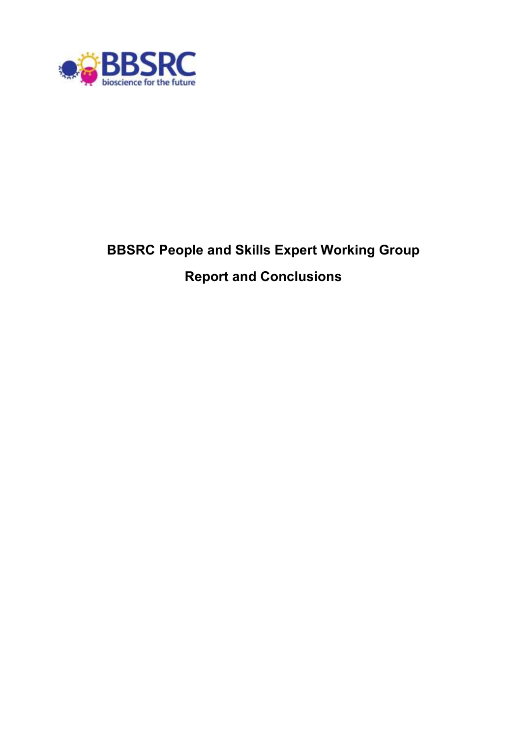# BBSRC People and Skills Expert Working Group

## Report and Conclusions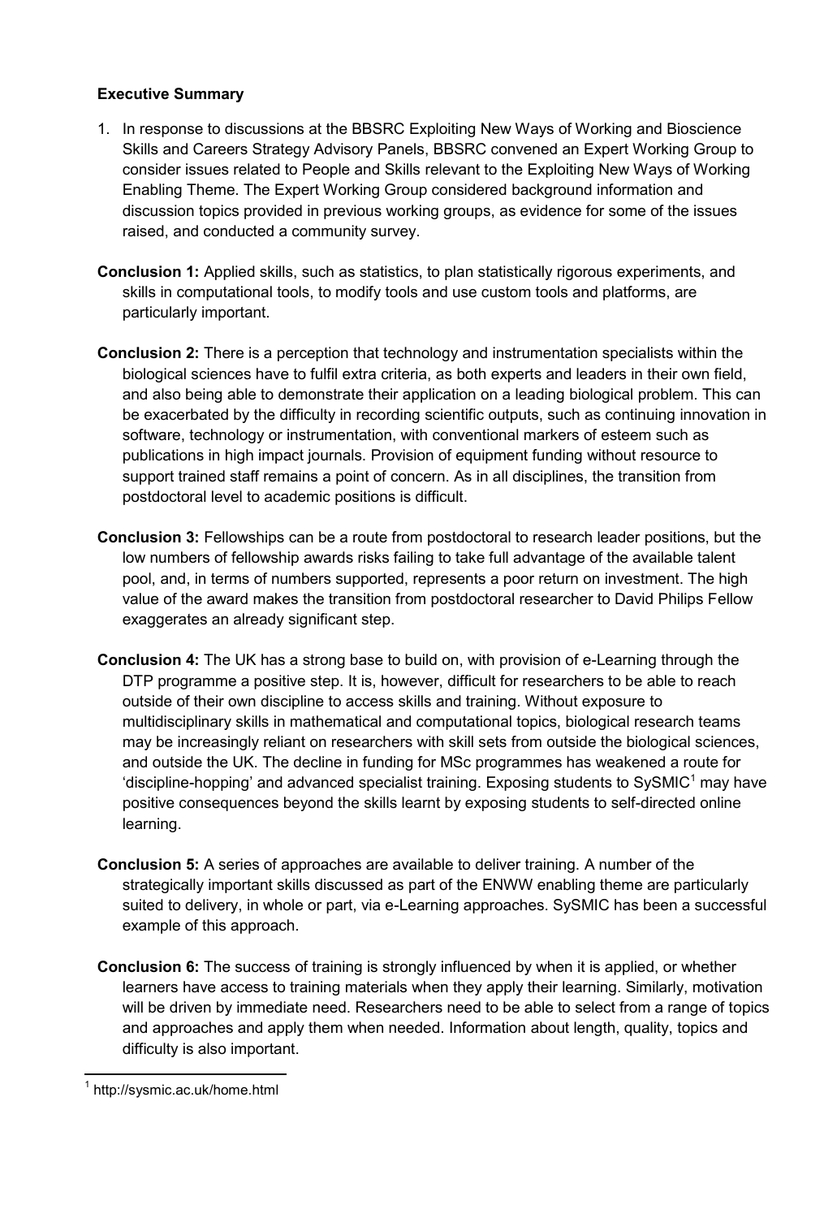**Executive Summary**

1. In response to discussions at the BBSRC Exploiting New Ways of Working and Bioscience Skills and Careers Strategy Advisory Panels, BBSRC convened an Expert Working Group to consider issues related to People and Skills relevant to the Exploiting New Ways of Working Enabling Theme. The Expert Working Group considered background information and discussion topics provided in previous working groups, as evidence for some of the issues raised, and conducted a community survey.

**Conclusion 1:** Applied skills, such as statistics, to plan statistically rigorous experiments, and skills in computational tools, to modify tools and use custom tools and platforms, are particularly important.

**Conclusion 2:** There is a perception that technology and instrumentation specialists within the biological sciences have to fulfil extra criteria, as both experts and leaders in their own field, and also being able to demonstrate their application on a leading biological problem. This can be exacerbated by the difficulty in recording scientific outputs, such as continuing innovation in software, technology or instrumentation, with conventional markers of esteem such as publications in high impact journals. Provision of equipment funding without resource to support trained staff remains a point of concern. As in all disciplines, the transition from postdoctoral level to academic positions is difficult.

**Conclusion 3:** Fellowships can be a route from postdoctoral to research leader positions, but the low numbers of fellowship awards risks failing to take full advantage of the available talent pool, and, in terms of numbers supported, represents a poor return on investment. The high value of the award makes the transition from postdoctoral researcher to David Philips Fellow exaggerates an already significant step.

**Conclusion 4:** The UK has a strong base to build on, with provision of e-Learning through the DTP programme a positive step. It is, however, difficult for researchers to be able to reach outside of their own discipline to access skills and training. Without exposure to multidisciplinary skills in mathematical and computational topics, biological research teams may be increasingly reliant on researchers with skill sets from outside the biological sciences, and outside the UK. The decline in funding for MSc programmes has weakened a route for 'discipline-hopping' and advanced specialist training. Exposing students to SySMIC[1] may have positive consequences beyond the skills learnt by exposing students to self-directed online learning.

**Conclusion 5:** A series of approaches are available to deliver training. A number of the strategically important skills discussed as part of the ENWW enabling theme are particularly suited to delivery, in whole or part, via e-Learning approaches. SySMIC has been a successful example of this approach.

**Conclusion 6:** The success of training is strongly influenced by when it is applied, or whether learners have access to training materials when they apply their learning. Similarly, motivation will be driven by immediate need. Researchers need to be able to select from a range of topics and approaches and apply them when needed. Information about length, quality, topics and difficulty is also important.

[1] http://sysmic.ac.uk/home.html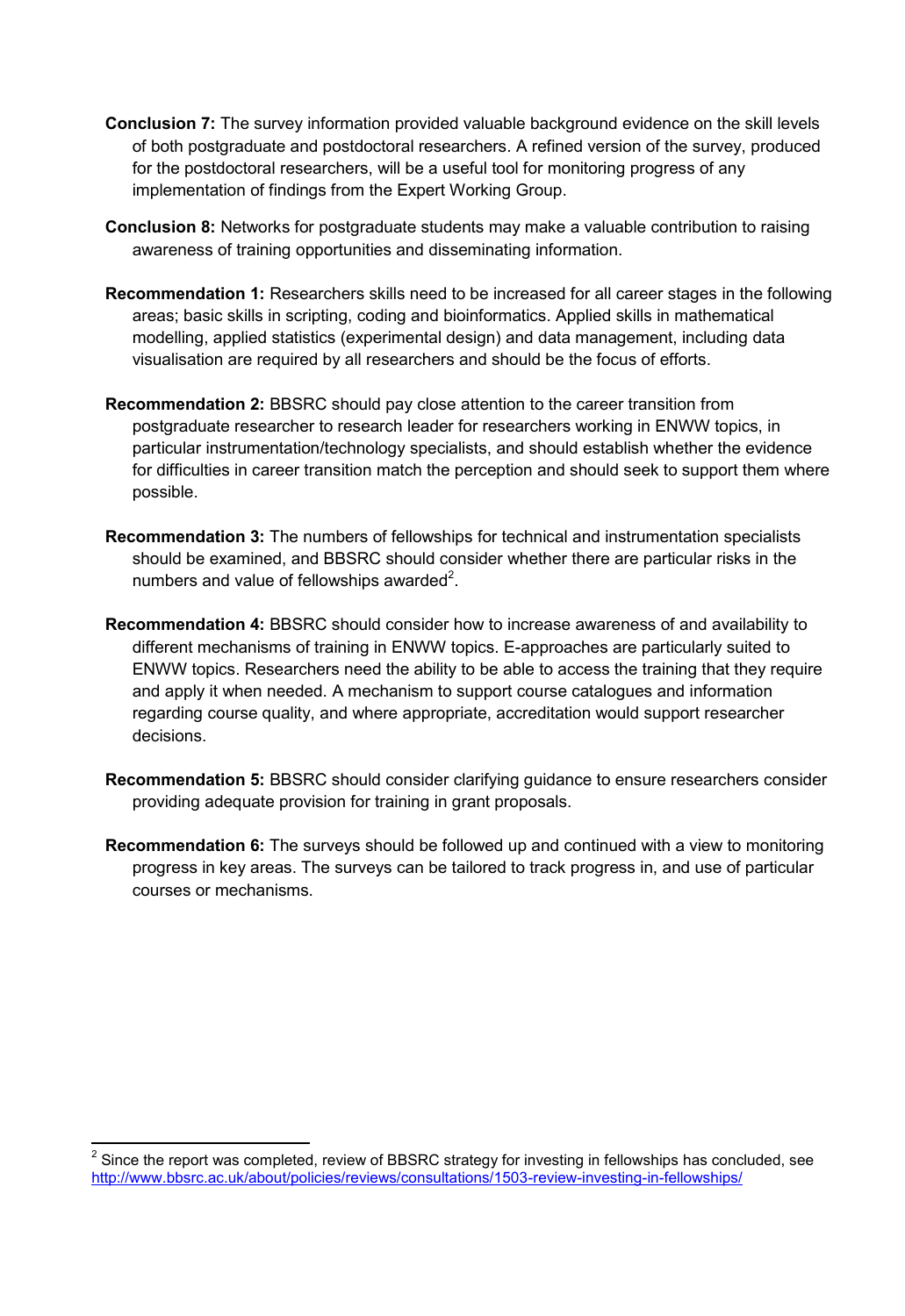**Conclusion 7:** The survey information provided valuable background evidence on the skill levels of both postgraduate and postdoctoral researchers. A refined version of the survey, produced for the postdoctoral researchers, will be a useful tool for monitoring progress of any implementation of findings from the Expert Working Group.

**Conclusion 8:** Networks for postgraduate students may make a valuable contribution to raising awareness of training opportunities and disseminating information.

**Recommendation 1:** Researchers skills need to be increased for all career stages in the following areas; basic skills in scripting, coding and bioinformatics. Applied skills in mathematical modelling, applied statistics (experimental design) and data management, including data visualisation are required by all researchers and should be the focus of efforts.

**Recommendation 2:** BBSRC should pay close attention to the career transition from postgraduate researcher to research leader for researchers working in ENWW topics, in particular instrumentation/technology specialists, and should establish whether the evidence for difficulties in career transition match the perception and should seek to support them where possible.

**Recommendation 3:** The numbers of fellowships for technical and instrumentation specialists should be examined, and BBSRC should consider whether there are particular risks in the numbers and value of fellowships awarded[2].

**Recommendation 4:** BBSRC should consider how to increase awareness of and availability to different mechanisms of training in ENWW topics. E-approaches are particularly suited to ENWW topics. Researchers need the ability to be able to access the training that they require and apply it when needed. A mechanism to support course catalogues and information regarding course quality, and where appropriate, accreditation would support researcher decisions.

**Recommendation 5:** BBSRC should consider clarifying guidance to ensure researchers consider providing adequate provision for training in grant proposals.

**Recommendation 6:** The surveys should be followed up and continued with a view to monitoring progress in key areas. The surveys can be tailored to track progress in, and use of particular courses or mechanisms.

---

[2] Since the report was completed, review of BBSRC strategy for investing in fellowships has concluded, see http://www.bbsrc.ac.uk/about/policies/reviews/consultations/1503-review-investing-in-fellowships/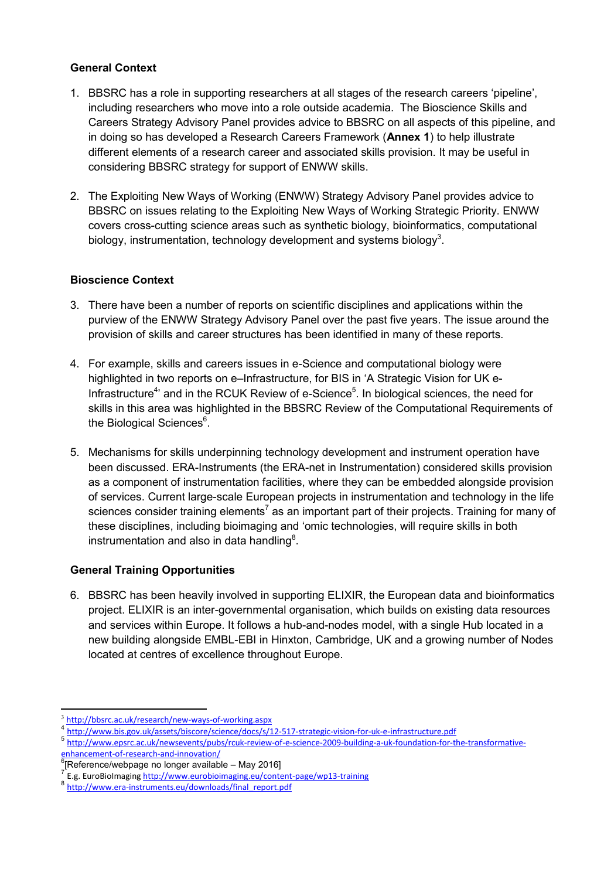**General Context**

1. BBSRC has a role in supporting researchers at all stages of the research careers 'pipeline', including researchers who move into a role outside academia. The Bioscience Skills and Careers Strategy Advisory Panel provides advice to BBSRC on all aspects of this pipeline, and in doing so has developed a Research Careers Framework (**Annex 1**) to help illustrate different elements of a research career and associated skills provision. It may be useful in considering BBSRC strategy for support of ENWW skills.

2. The Exploiting New Ways of Working (ENWW) Strategy Advisory Panel provides advice to BBSRC on issues relating to the Exploiting New Ways of Working Strategic Priority. ENWW covers cross-cutting science areas such as synthetic biology, bioinformatics, computational biology, instrumentation, technology development and systems biology[3].

**Bioscience Context**

3. There have been a number of reports on scientific disciplines and applications within the purview of the ENWW Strategy Advisory Panel over the past five years. The issue around the provision of skills and career structures has been identified in many of these reports.

4. For example, skills and careers issues in e-Science and computational biology were highlighted in two reports on e–Infrastructure, for BIS in 'A Strategic Vision for UK e-Infrastructure[4]' and in the RCUK Review of e-Science[5]. In biological sciences, the need for skills in this area was highlighted in the BBSRC Review of the Computational Requirements of the Biological Sciences[6].

5. Mechanisms for skills underpinning technology development and instrument operation have been discussed. ERA-Instruments (the ERA-net in Instrumentation) considered skills provision as a component of instrumentation facilities, where they can be embedded alongside provision of services. Current large-scale European projects in instrumentation and technology in the life sciences consider training elements[7] as an important part of their projects. Training for many of these disciplines, including bioimaging and 'omic technologies, will require skills in both instrumentation and also in data handling[8].

**General Training Opportunities**

6. BBSRC has been heavily involved in supporting ELIXIR, the European data and bioinformatics project. ELIXIR is an inter-governmental organisation, which builds on existing data resources and services within Europe. It follows a hub-and-nodes model, with a single Hub located in a new building alongside EMBL-EBI in Hinxton, Cambridge, UK and a growing number of Nodes located at centres of excellence throughout Europe.

---

[3] http://bbsrc.ac.uk/research/new-ways-of-working.aspx

[4] http://www.bis.gov.uk/assets/biscore/science/docs/s/12-517-strategic-vision-for-uk-e-infrastructure.pdf

[5] http://www.epsrc.ac.uk/newsevents/pubs/rcuk-review-of-e-science-2009-building-a-uk-foundation-for-the-transformative-enhancement-of-research-and-innovation/

[6] [Reference/webpage no longer available – May 2016]

[7] E.g. EuroBioImaging http://www.eurobioimaging.eu/content-page/wp13-training

[8] http://www.era-instruments.eu/downloads/final_report.pdf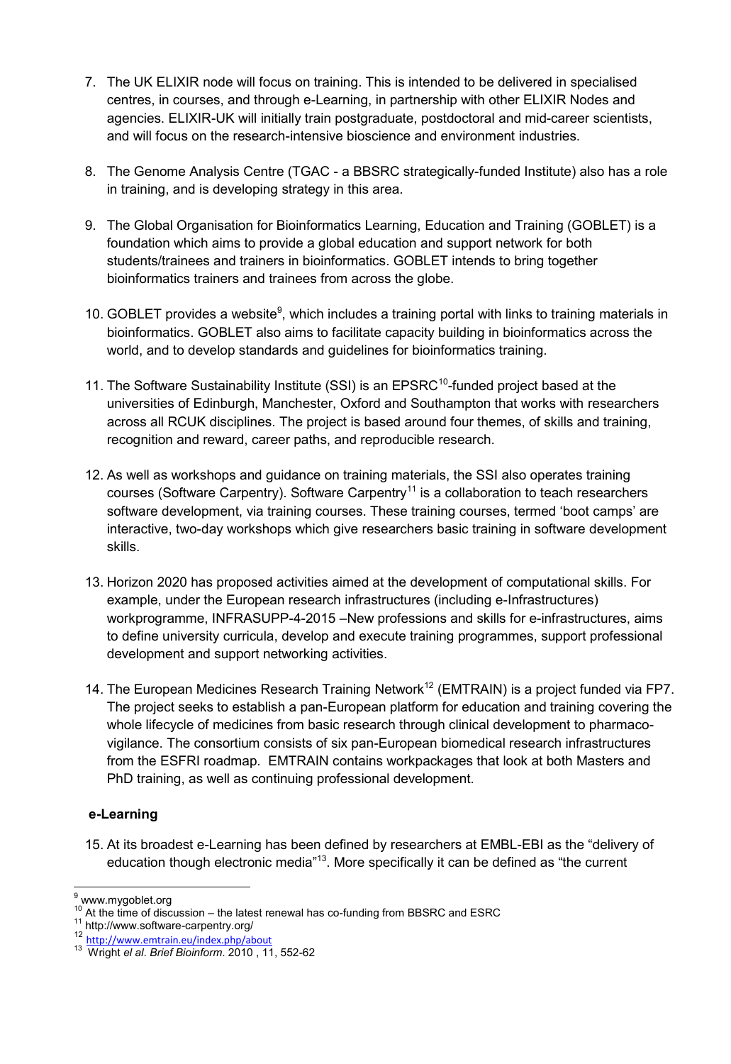7. The UK ELIXIR node will focus on training. This is intended to be delivered in specialised centres, in courses, and through e-Learning, in partnership with other ELIXIR Nodes and agencies. ELIXIR-UK will initially train postgraduate, postdoctoral and mid-career scientists, and will focus on the research-intensive bioscience and environment industries.

8. The Genome Analysis Centre (TGAC - a BBSRC strategically-funded Institute) also has a role in training, and is developing strategy in this area.

9. The Global Organisation for Bioinformatics Learning, Education and Training (GOBLET) is a foundation which aims to provide a global education and support network for both students/trainees and trainers in bioinformatics. GOBLET intends to bring together bioinformatics trainers and trainees from across the globe.

10. GOBLET provides a website[9], which includes a training portal with links to training materials in bioinformatics. GOBLET also aims to facilitate capacity building in bioinformatics across the world, and to develop standards and guidelines for bioinformatics training.

11. The Software Sustainability Institute (SSI) is an EPSRC[10]-funded project based at the universities of Edinburgh, Manchester, Oxford and Southampton that works with researchers across all RCUK disciplines. The project is based around four themes, of skills and training, recognition and reward, career paths, and reproducible research.

12. As well as workshops and guidance on training materials, the SSI also operates training courses (Software Carpentry). Software Carpentry[11] is a collaboration to teach researchers software development, via training courses. These training courses, termed 'boot camps' are interactive, two-day workshops which give researchers basic training in software development skills.

13. Horizon 2020 has proposed activities aimed at the development of computational skills. For example, under the European research infrastructures (including e-Infrastructures) workprogramme, INFRASUPP-4-2015 –New professions and skills for e-infrastructures, aims to define university curricula, develop and execute training programmes, support professional development and support networking activities.

14. The European Medicines Research Training Network[12] (EMTRAIN) is a project funded via FP7. The project seeks to establish a pan-European platform for education and training covering the whole lifecycle of medicines from basic research through clinical development to pharmaco-vigilance. The consortium consists of six pan-European biomedical research infrastructures from the ESFRI roadmap. EMTRAIN contains workpackages that look at both Masters and PhD training, as well as continuing professional development.

**e-Learning**

15. At its broadest e-Learning has been defined by researchers at EMBL-EBI as the "delivery of education though electronic media"[13]. More specifically it can be defined as "the current

---

[9] www.mygoblet.org
[10] At the time of discussion – the latest renewal has co-funding from BBSRC and ESRC
[11] http://www.software-carpentry.org/
[12] http://www.emtrain.eu/index.php/about
[13] Wright *el al*. *Brief Bioinform*. 2010 , 11, 552-62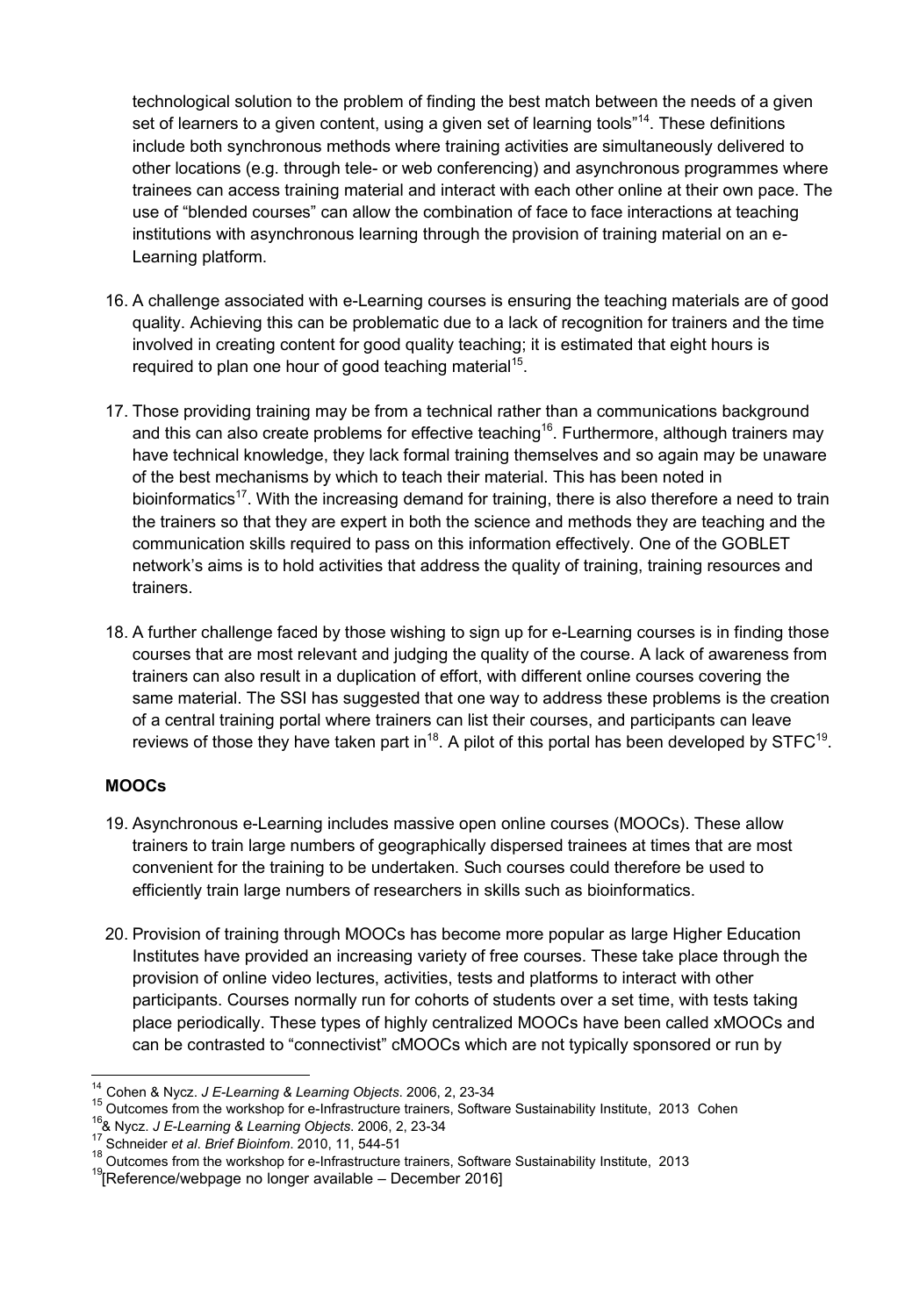technological solution to the problem of finding the best match between the needs of a given set of learners to a given content, using a given set of learning tools"[14]. These definitions include both synchronous methods where training activities are simultaneously delivered to other locations (e.g. through tele- or web conferencing) and asynchronous programmes where trainees can access training material and interact with each other online at their own pace. The use of "blended courses" can allow the combination of face to face interactions at teaching institutions with asynchronous learning through the provision of training material on an e-Learning platform.

16. A challenge associated with e-Learning courses is ensuring the teaching materials are of good quality. Achieving this can be problematic due to a lack of recognition for trainers and the time involved in creating content for good quality teaching; it is estimated that eight hours is required to plan one hour of good teaching material[15].

17. Those providing training may be from a technical rather than a communications background and this can also create problems for effective teaching[16]. Furthermore, although trainers may have technical knowledge, they lack formal training themselves and so again may be unaware of the best mechanisms by which to teach their material. This has been noted in bioinformatics[17]. With the increasing demand for training, there is also therefore a need to train the trainers so that they are expert in both the science and methods they are teaching and the communication skills required to pass on this information effectively. One of the GOBLET network's aims is to hold activities that address the quality of training, training resources and trainers.

18. A further challenge faced by those wishing to sign up for e-Learning courses is in finding those courses that are most relevant and judging the quality of the course. A lack of awareness from trainers can also result in a duplication of effort, with different online courses covering the same material. The SSI has suggested that one way to address these problems is the creation of a central training portal where trainers can list their courses, and participants can leave reviews of those they have taken part in[18]. A pilot of this portal has been developed by STFC[19].

**MOOCs**

19. Asynchronous e-Learning includes massive open online courses (MOOCs). These allow trainers to train large numbers of geographically dispersed trainees at times that are most convenient for the training to be undertaken. Such courses could therefore be used to efficiently train large numbers of researchers in skills such as bioinformatics.

20. Provision of training through MOOCs has become more popular as large Higher Education Institutes have provided an increasing variety of free courses. These take place through the provision of online video lectures, activities, tests and platforms to interact with other participants. Courses normally run for cohorts of students over a set time, with tests taking place periodically. These types of highly centralized MOOCs have been called xMOOCs and can be contrasted to "connectivist" cMOOCs which are not typically sponsored or run by

---

[14] Cohen & Nycz. *J E-Learning & Learning Objects*. 2006, 2, 23-34
[15] Outcomes from the workshop for e-Infrastructure trainers, Software Sustainability Institute, 2013 Cohen
[16] & Nycz. *J E-Learning & Learning Objects*. 2006, 2, 23-34
[17] Schneider *et al*. *Brief Bioinfom*. 2010, 11, 544-51
[18] Outcomes from the workshop for e-Infrastructure trainers, Software Sustainability Institute, 2013
[19] [Reference/webpage no longer available – December 2016]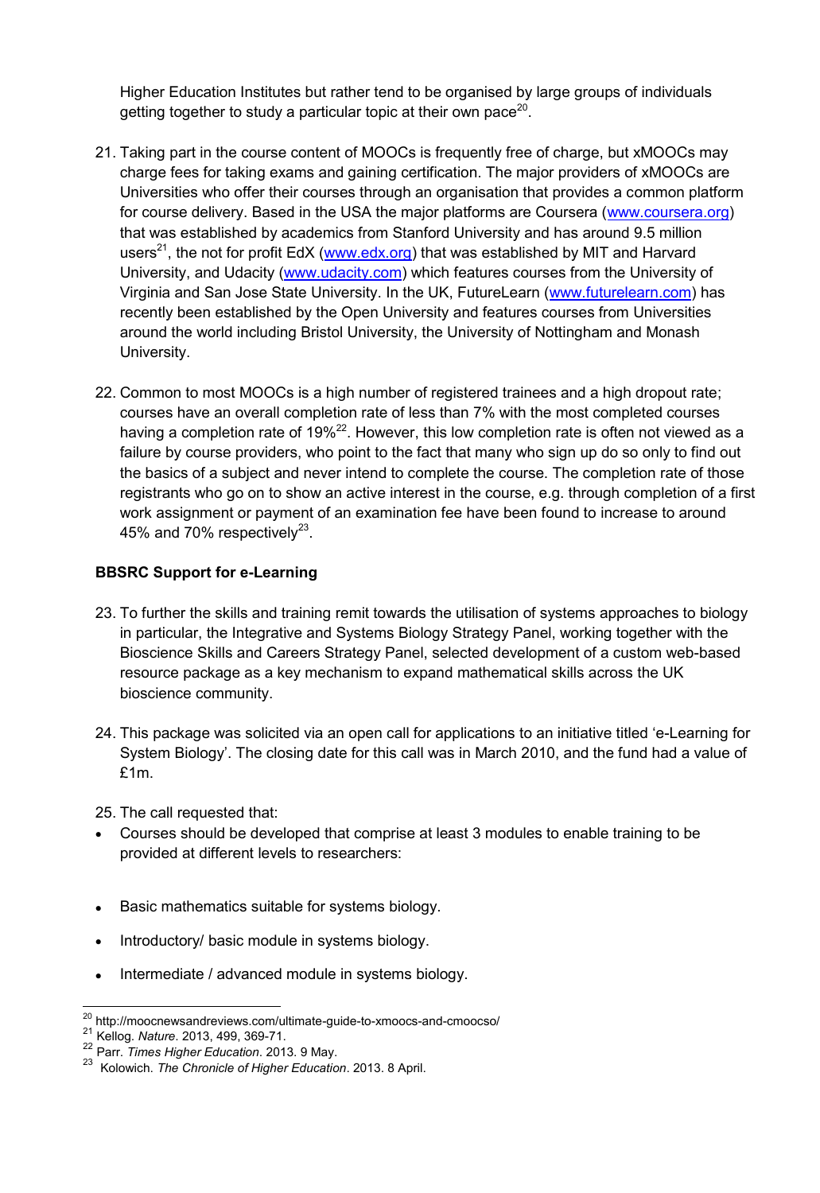Higher Education Institutes but rather tend to be organised by large groups of individuals getting together to study a particular topic at their own pace[20].

21. Taking part in the course content of MOOCs is frequently free of charge, but xMOOCs may charge fees for taking exams and gaining certification. The major providers of xMOOCs are Universities who offer their courses through an organisation that provides a common platform for course delivery. Based in the USA the major platforms are Coursera (www.coursera.org) that was established by academics from Stanford University and has around 9.5 million users[21], the not for profit EdX (www.edx.org) that was established by MIT and Harvard University, and Udacity (www.udacity.com) which features courses from the University of Virginia and San Jose State University. In the UK, FutureLearn (www.futurelearn.com) has recently been established by the Open University and features courses from Universities around the world including Bristol University, the University of Nottingham and Monash University.

22. Common to most MOOCs is a high number of registered trainees and a high dropout rate; courses have an overall completion rate of less than 7% with the most completed courses having a completion rate of 19%[22]. However, this low completion rate is often not viewed as a failure by course providers, who point to the fact that many who sign up do so only to find out the basics of a subject and never intend to complete the course. The completion rate of those registrants who go on to show an active interest in the course, e.g. through completion of a first work assignment or payment of an examination fee have been found to increase to around 45% and 70% respectively[23].

### BBSRC Support for e-Learning

23. To further the skills and training remit towards the utilisation of systems approaches to biology in particular, the Integrative and Systems Biology Strategy Panel, working together with the Bioscience Skills and Careers Strategy Panel, selected development of a custom web-based resource package as a key mechanism to expand mathematical skills across the UK bioscience community.

24. This package was solicited via an open call for applications to an initiative titled 'e-Learning for System Biology'. The closing date for this call was in March 2010, and the fund had a value of £1m.

25. The call requested that:

- Courses should be developed that comprise at least 3 modules to enable training to be provided at different levels to researchers:

- Basic mathematics suitable for systems biology.
- Introductory/ basic module in systems biology.
- Intermediate / advanced module in systems biology.

---

[20] http://moocnewsandreviews.com/ultimate-guide-to-xmoocs-and-cmoocso/

[21] Kellog. *Nature*. 2013, 499, 369-71.

[22] Parr. *Times Higher Education*. 2013. 9 May.

[23] Kolowich. *The Chronicle of Higher Education*. 2013. 8 April.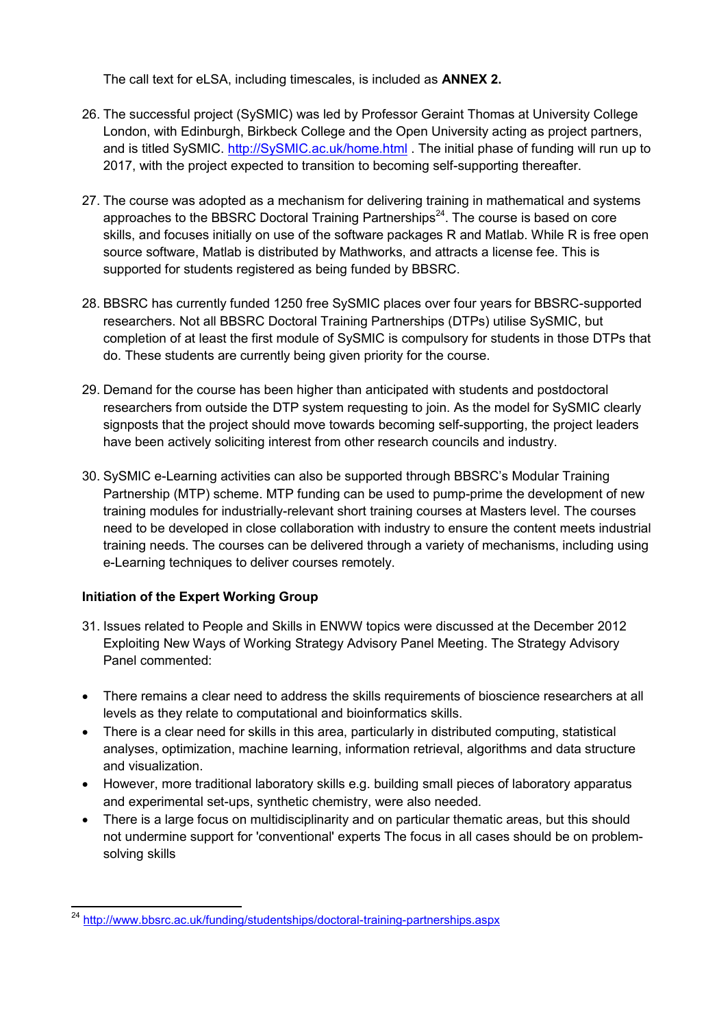The call text for eLSA, including timescales, is included as **ANNEX 2.**

26. The successful project (SySMIC) was led by Professor Geraint Thomas at University College London, with Edinburgh, Birkbeck College and the Open University acting as project partners, and is titled SySMIC. http://SySMIC.ac.uk/home.html . The initial phase of funding will run up to 2017, with the project expected to transition to becoming self-supporting thereafter.

27. The course was adopted as a mechanism for delivering training in mathematical and systems approaches to the BBSRC Doctoral Training Partnerships[24]. The course is based on core skills, and focuses initially on use of the software packages R and Matlab. While R is free open source software, Matlab is distributed by Mathworks, and attracts a license fee. This is supported for students registered as being funded by BBSRC.

28. BBSRC has currently funded 1250 free SySMIC places over four years for BBSRC-supported researchers. Not all BBSRC Doctoral Training Partnerships (DTPs) utilise SySMIC, but completion of at least the first module of SySMIC is compulsory for students in those DTPs that do. These students are currently being given priority for the course.

29. Demand for the course has been higher than anticipated with students and postdoctoral researchers from outside the DTP system requesting to join. As the model for SySMIC clearly signposts that the project should move towards becoming self-supporting, the project leaders have been actively soliciting interest from other research councils and industry.

30. SySMIC e-Learning activities can also be supported through BBSRC's Modular Training Partnership (MTP) scheme. MTP funding can be used to pump-prime the development of new training modules for industrially-relevant short training courses at Masters level. The courses need to be developed in close collaboration with industry to ensure the content meets industrial training needs. The courses can be delivered through a variety of mechanisms, including using e-Learning techniques to deliver courses remotely.

**Initiation of the Expert Working Group**

31. Issues related to People and Skills in ENWW topics were discussed at the December 2012 Exploiting New Ways of Working Strategy Advisory Panel Meeting. The Strategy Advisory Panel commented:

- There remains a clear need to address the skills requirements of bioscience researchers at all levels as they relate to computational and bioinformatics skills.
- There is a clear need for skills in this area, particularly in distributed computing, statistical analyses, optimization, machine learning, information retrieval, algorithms and data structure and visualization.
- However, more traditional laboratory skills e.g. building small pieces of laboratory apparatus and experimental set-ups, synthetic chemistry, were also needed.
- There is a large focus on multidisciplinarity and on particular thematic areas, but this should not undermine support for 'conventional' experts The focus in all cases should be on problem-solving skills

[24] http://www.bbsrc.ac.uk/funding/studentships/doctoral-training-partnerships.aspx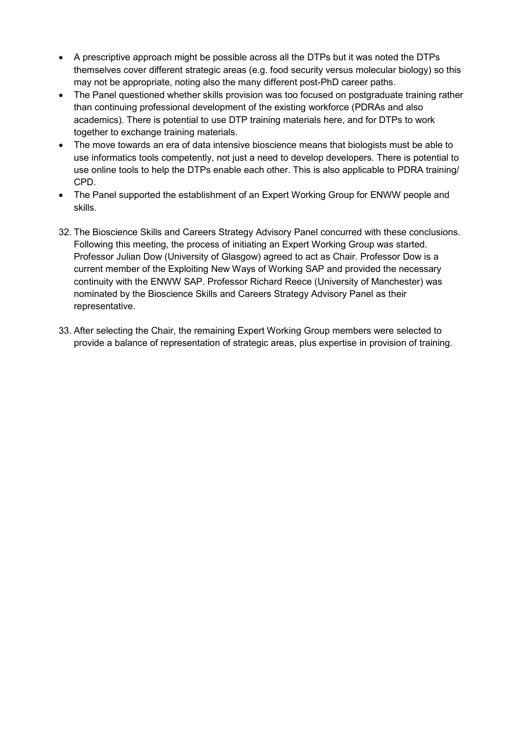- A prescriptive approach might be possible across all the DTPs but it was noted the DTPs themselves cover different strategic areas (e.g. food security versus molecular biology) so this may not be appropriate, noting also the many different post-PhD career paths.
- The Panel questioned whether skills provision was too focused on postgraduate training rather than continuing professional development of the existing workforce (PDRAs and also academics). There is potential to use DTP training materials here, and for DTPs to work together to exchange training materials.
- The move towards an era of data intensive bioscience means that biologists must be able to use informatics tools competently, not just a need to develop developers. There is potential to use online tools to help the DTPs enable each other. This is also applicable to PDRA training/ CPD.
- The Panel supported the establishment of an Expert Working Group for ENWW people and skills.

32. The Bioscience Skills and Careers Strategy Advisory Panel concurred with these conclusions. Following this meeting, the process of initiating an Expert Working Group was started. Professor Julian Dow (University of Glasgow) agreed to act as Chair. Professor Dow is a current member of the Exploiting New Ways of Working SAP and provided the necessary continuity with the ENWW SAP. Professor Richard Reece (University of Manchester) was nominated by the Bioscience Skills and Careers Strategy Advisory Panel as their representative.

33. After selecting the Chair, the remaining Expert Working Group members were selected to provide a balance of representation of strategic areas, plus expertise in provision of training.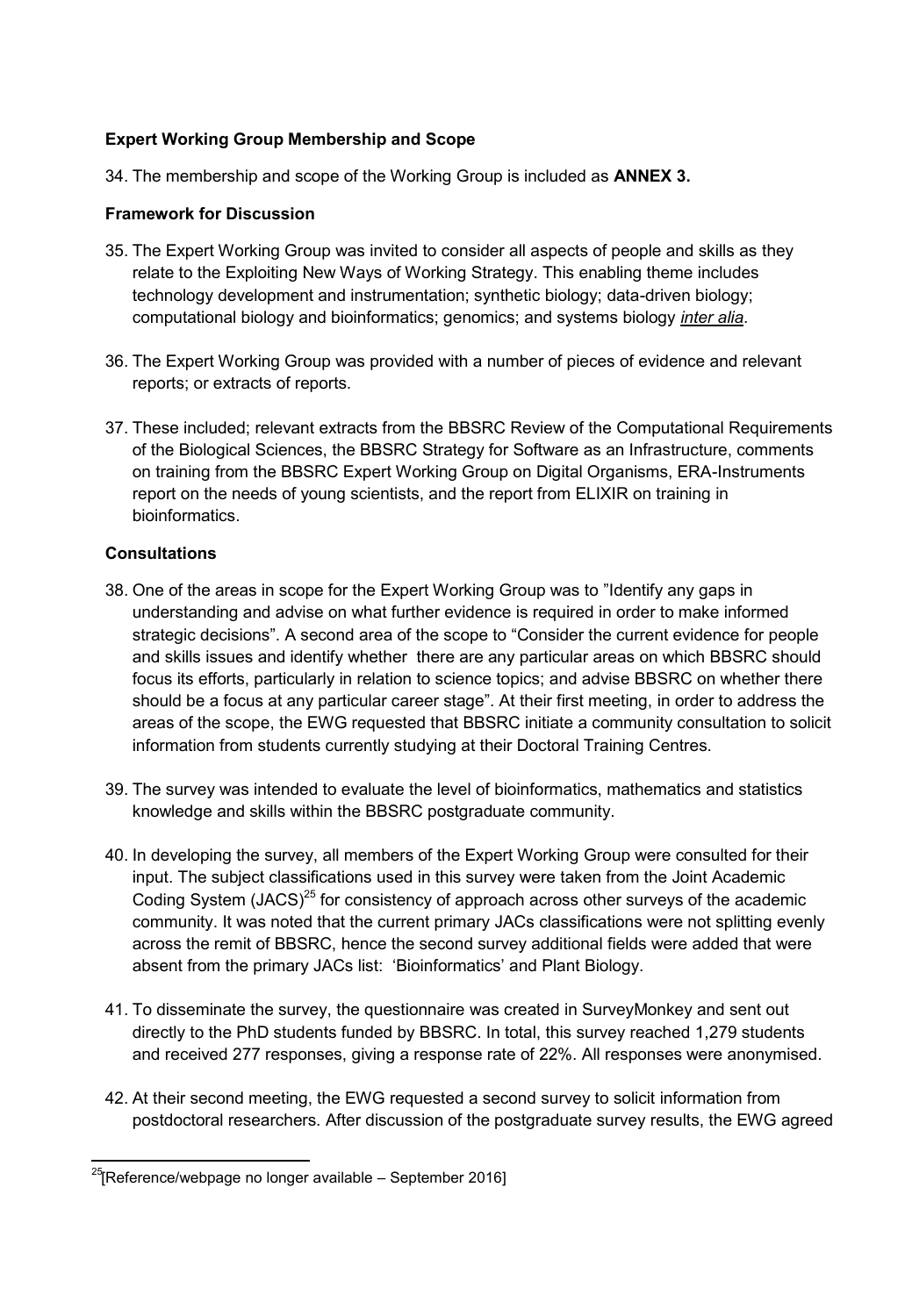**Expert Working Group Membership and Scope**

34. The membership and scope of the Working Group is included as **ANNEX 3.**

**Framework for Discussion**

35. The Expert Working Group was invited to consider all aspects of people and skills as they relate to the Exploiting New Ways of Working Strategy. This enabling theme includes technology development and instrumentation; synthetic biology; data-driven biology; computational biology and bioinformatics; genomics; and systems biology ***inter alia***.

36. The Expert Working Group was provided with a number of pieces of evidence and relevant reports; or extracts of reports.

37. These included; relevant extracts from the BBSRC Review of the Computational Requirements of the Biological Sciences, the BBSRC Strategy for Software as an Infrastructure, comments on training from the BBSRC Expert Working Group on Digital Organisms, ERA-Instruments report on the needs of young scientists, and the report from ELIXIR on training in bioinformatics.

**Consultations**

38. One of the areas in scope for the Expert Working Group was to "Identify any gaps in understanding and advise on what further evidence is required in order to make informed strategic decisions". A second area of the scope to "Consider the current evidence for people and skills issues and identify whether there are any particular areas on which BBSRC should focus its efforts, particularly in relation to science topics; and advise BBSRC on whether there should be a focus at any particular career stage". At their first meeting, in order to address the areas of the scope, the EWG requested that BBSRC initiate a community consultation to solicit information from students currently studying at their Doctoral Training Centres.

39. The survey was intended to evaluate the level of bioinformatics, mathematics and statistics knowledge and skills within the BBSRC postgraduate community.

40. In developing the survey, all members of the Expert Working Group were consulted for their input. The subject classifications used in this survey were taken from the Joint Academic Coding System (JACS)[25] for consistency of approach across other surveys of the academic community. It was noted that the current primary JACs classifications were not splitting evenly across the remit of BBSRC, hence the second survey additional fields were added that were absent from the primary JACs list: 'Bioinformatics' and Plant Biology.

41. To disseminate the survey, the questionnaire was created in SurveyMonkey and sent out directly to the PhD students funded by BBSRC. In total, this survey reached 1,279 students and received 277 responses, giving a response rate of 22%. All responses were anonymised.

42. At their second meeting, the EWG requested a second survey to solicit information from postdoctoral researchers. After discussion of the postgraduate survey results, the EWG agreed

[25] [Reference/webpage no longer available – September 2016]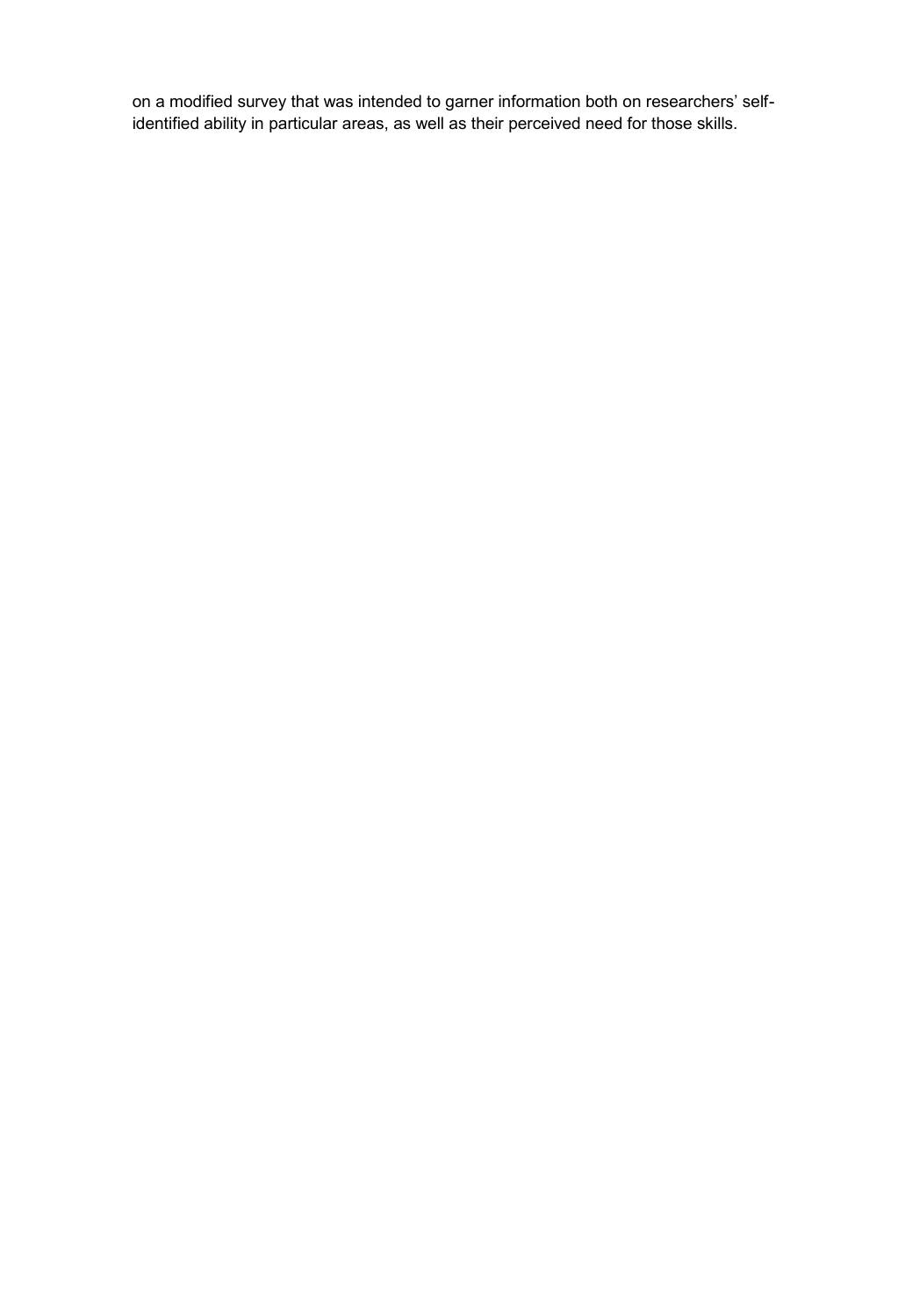on a modified survey that was intended to garner information both on researchers' self-identified ability in particular areas, as well as their perceived need for those skills.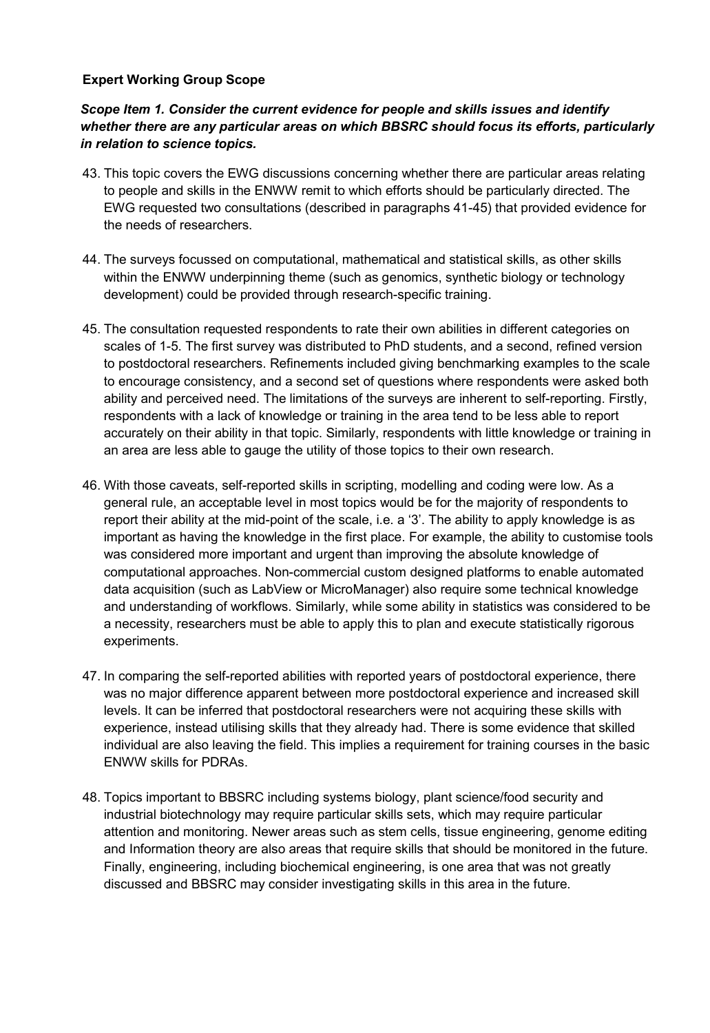**Expert Working Group Scope**

***Scope Item 1. Consider the current evidence for people and skills issues and identify whether there are any particular areas on which BBSRC should focus its efforts, particularly in relation to science topics.***

43. This topic covers the EWG discussions concerning whether there are particular areas relating to people and skills in the ENWW remit to which efforts should be particularly directed. The EWG requested two consultations (described in paragraphs 41-45) that provided evidence for the needs of researchers.

44. The surveys focussed on computational, mathematical and statistical skills, as other skills within the ENWW underpinning theme (such as genomics, synthetic biology or technology development) could be provided through research-specific training.

45. The consultation requested respondents to rate their own abilities in different categories on scales of 1-5. The first survey was distributed to PhD students, and a second, refined version to postdoctoral researchers. Refinements included giving benchmarking examples to the scale to encourage consistency, and a second set of questions where respondents were asked both ability and perceived need. The limitations of the surveys are inherent to self-reporting. Firstly, respondents with a lack of knowledge or training in the area tend to be less able to report accurately on their ability in that topic. Similarly, respondents with little knowledge or training in an area are less able to gauge the utility of those topics to their own research.

46. With those caveats, self-reported skills in scripting, modelling and coding were low. As a general rule, an acceptable level in most topics would be for the majority of respondents to report their ability at the mid-point of the scale, i.e. a '3'. The ability to apply knowledge is as important as having the knowledge in the first place. For example, the ability to customise tools was considered more important and urgent than improving the absolute knowledge of computational approaches. Non-commercial custom designed platforms to enable automated data acquisition (such as LabView or MicroManager) also require some technical knowledge and understanding of workflows. Similarly, while some ability in statistics was considered to be a necessity, researchers must be able to apply this to plan and execute statistically rigorous experiments.

47. In comparing the self-reported abilities with reported years of postdoctoral experience, there was no major difference apparent between more postdoctoral experience and increased skill levels. It can be inferred that postdoctoral researchers were not acquiring these skills with experience, instead utilising skills that they already had. There is some evidence that skilled individual are also leaving the field. This implies a requirement for training courses in the basic ENWW skills for PDRAs.

48. Topics important to BBSRC including systems biology, plant science/food security and industrial biotechnology may require particular skills sets, which may require particular attention and monitoring. Newer areas such as stem cells, tissue engineering, genome editing and Information theory are also areas that require skills that should be monitored in the future. Finally, engineering, including biochemical engineering, is one area that was not greatly discussed and BBSRC may consider investigating skills in this area in the future.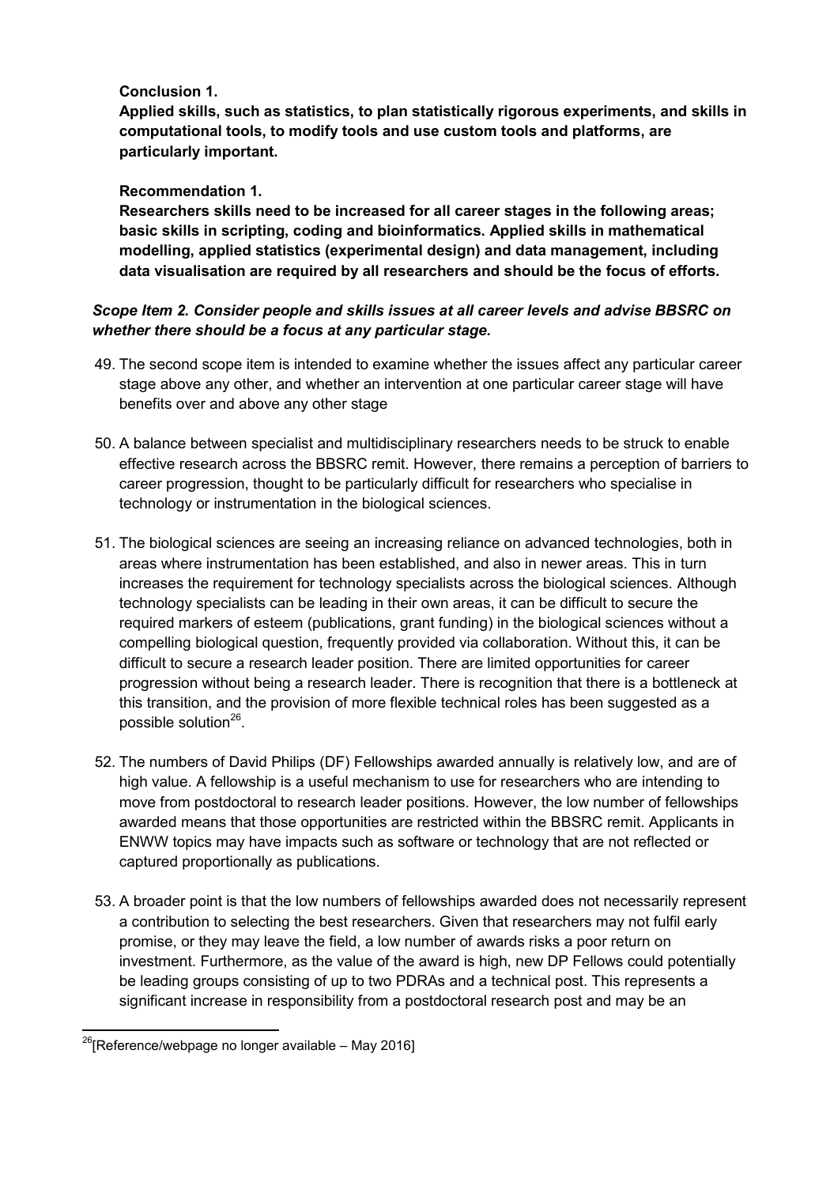**Conclusion 1.**
**Applied skills, such as statistics, to plan statistically rigorous experiments, and skills in computational tools, to modify tools and use custom tools and platforms, are particularly important.**

**Recommendation 1.**
**Researchers skills need to be increased for all career stages in the following areas; basic skills in scripting, coding and bioinformatics. Applied skills in mathematical modelling, applied statistics (experimental design) and data management, including data visualisation are required by all researchers and should be the focus of efforts.**

***Scope Item 2. Consider people and skills issues at all career levels and advise BBSRC on whether there should be a focus at any particular stage.***

49. The second scope item is intended to examine whether the issues affect any particular career stage above any other, and whether an intervention at one particular career stage will have benefits over and above any other stage

50. A balance between specialist and multidisciplinary researchers needs to be struck to enable effective research across the BBSRC remit. However, there remains a perception of barriers to career progression, thought to be particularly difficult for researchers who specialise in technology or instrumentation in the biological sciences.

51. The biological sciences are seeing an increasing reliance on advanced technologies, both in areas where instrumentation has been established, and also in newer areas. This in turn increases the requirement for technology specialists across the biological sciences. Although technology specialists can be leading in their own areas, it can be difficult to secure the required markers of esteem (publications, grant funding) in the biological sciences without a compelling biological question, frequently provided via collaboration. Without this, it can be difficult to secure a research leader position. There are limited opportunities for career progression without being a research leader. There is recognition that there is a bottleneck at this transition, and the provision of more flexible technical roles has been suggested as a possible solution[26].

52. The numbers of David Philips (DF) Fellowships awarded annually is relatively low, and are of high value. A fellowship is a useful mechanism to use for researchers who are intending to move from postdoctoral to research leader positions. However, the low number of fellowships awarded means that those opportunities are restricted within the BBSRC remit. Applicants in ENWW topics may have impacts such as software or technology that are not reflected or captured proportionally as publications.

53. A broader point is that the low numbers of fellowships awarded does not necessarily represent a contribution to selecting the best researchers. Given that researchers may not fulfil early promise, or they may leave the field, a low number of awards risks a poor return on investment. Furthermore, as the value of the award is high, new DP Fellows could potentially be leading groups consisting of up to two PDRAs and a technical post. This represents a significant increase in responsibility from a postdoctoral research post and may be an

[26] [Reference/webpage no longer available – May 2016]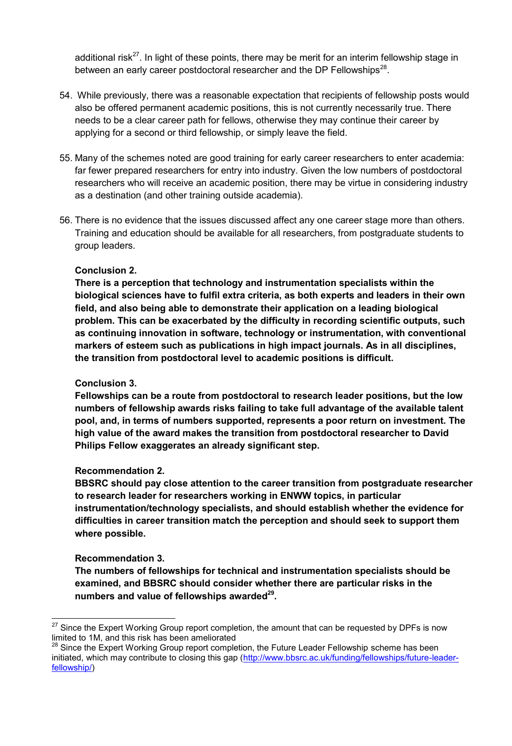additional risk[27]. In light of these points, there may be merit for an interim fellowship stage in between an early career postdoctoral researcher and the DP Fellowships[28].

54. While previously, there was a reasonable expectation that recipients of fellowship posts would also be offered permanent academic positions, this is not currently necessarily true. There needs to be a clear career path for fellows, otherwise they may continue their career by applying for a second or third fellowship, or simply leave the field.

55. Many of the schemes noted are good training for early career researchers to enter academia: far fewer prepared researchers for entry into industry. Given the low numbers of postdoctoral researchers who will receive an academic position, there may be virtue in considering industry as a destination (and other training outside academia).

56. There is no evidence that the issues discussed affect any one career stage more than others. Training and education should be available for all researchers, from postgraduate students to group leaders.

**Conclusion 2.**
**There is a perception that technology and instrumentation specialists within the biological sciences have to fulfil extra criteria, as both experts and leaders in their own field, and also being able to demonstrate their application on a leading biological problem. This can be exacerbated by the difficulty in recording scientific outputs, such as continuing innovation in software, technology or instrumentation, with conventional markers of esteem such as publications in high impact journals. As in all disciplines, the transition from postdoctoral level to academic positions is difficult.**

**Conclusion 3.**
**Fellowships can be a route from postdoctoral to research leader positions, but the low numbers of fellowship awards risks failing to take full advantage of the available talent pool, and, in terms of numbers supported, represents a poor return on investment. The high value of the award makes the transition from postdoctoral researcher to David Philips Fellow exaggerates an already significant step.**

**Recommendation 2.**
**BBSRC should pay close attention to the career transition from postgraduate researcher to research leader for researchers working in ENWW topics, in particular instrumentation/technology specialists, and should establish whether the evidence for difficulties in career transition match the perception and should seek to support them where possible.**

**Recommendation 3.**
**The numbers of fellowships for technical and instrumentation specialists should be examined, and BBSRC should consider whether there are particular risks in the numbers and value of fellowships awarded[29].**

---

[27] Since the Expert Working Group report completion, the amount that can be requested by DPFs is now limited to 1M, and this risk has been ameliorated

[28] Since the Expert Working Group report completion, the Future Leader Fellowship scheme has been initiated, which may contribute to closing this gap (http://www.bbsrc.ac.uk/funding/fellowships/future-leader-fellowship/)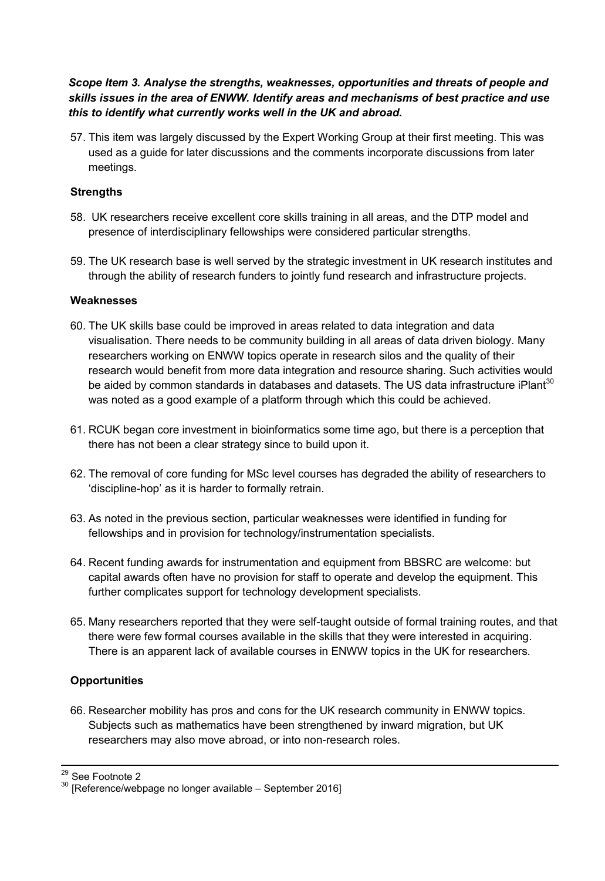***Scope Item 3. Analyse the strengths, weaknesses, opportunities and threats of people and skills issues in the area of ENWW. Identify areas and mechanisms of best practice and use this to identify what currently works well in the UK and abroad.***

57. This item was largely discussed by the Expert Working Group at their first meeting. This was used as a guide for later discussions and the comments incorporate discussions from later meetings.

**Strengths**

58. UK researchers receive excellent core skills training in all areas, and the DTP model and presence of interdisciplinary fellowships were considered particular strengths.

59. The UK research base is well served by the strategic investment in UK research institutes and through the ability of research funders to jointly fund research and infrastructure projects.

**Weaknesses**

60. The UK skills base could be improved in areas related to data integration and data visualisation. There needs to be community building in all areas of data driven biology. Many researchers working on ENWW topics operate in research silos and the quality of their research would benefit from more data integration and resource sharing. Such activities would be aided by common standards in databases and datasets. The US data infrastructure iPlant[30] was noted as a good example of a platform through which this could be achieved.

61. RCUK began core investment in bioinformatics some time ago, but there is a perception that there has not been a clear strategy since to build upon it.

62. The removal of core funding for MSc level courses has degraded the ability of researchers to 'discipline-hop' as it is harder to formally retrain.

63. As noted in the previous section, particular weaknesses were identified in funding for fellowships and in provision for technology/instrumentation specialists.

64. Recent funding awards for instrumentation and equipment from BBSRC are welcome: but capital awards often have no provision for staff to operate and develop the equipment. This further complicates support for technology development specialists.

65. Many researchers reported that they were self-taught outside of formal training routes, and that there were few formal courses available in the skills that they were interested in acquiring. There is an apparent lack of available courses in ENWW topics in the UK for researchers.

**Opportunities**

66. Researcher mobility has pros and cons for the UK research community in ENWW topics. Subjects such as mathematics have been strengthened by inward migration, but UK researchers may also move abroad, or into non-research roles.

---

[29] See Footnote 2

[30] [Reference/webpage no longer available – September 2016]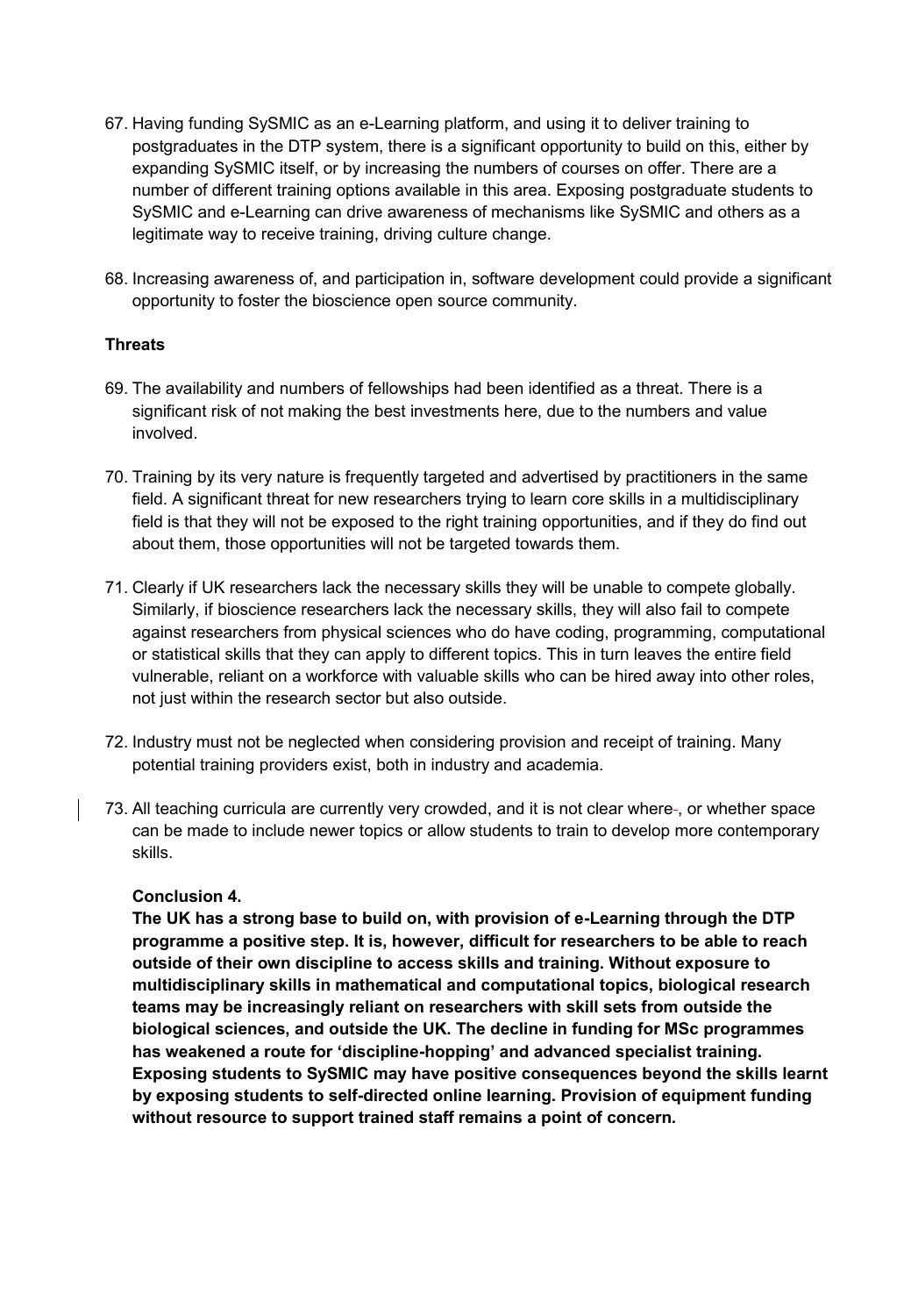67. Having funding SySMIC as an e-Learning platform, and using it to deliver training to postgraduates in the DTP system, there is a significant opportunity to build on this, either by expanding SySMIC itself, or by increasing the numbers of courses on offer. There are a number of different training options available in this area. Exposing postgraduate students to SySMIC and e-Learning can drive awareness of mechanisms like SySMIC and others as a legitimate way to receive training, driving culture change.

68. Increasing awareness of, and participation in, software development could provide a significant opportunity to foster the bioscience open source community.

**Threats**

69. The availability and numbers of fellowships had been identified as a threat. There is a significant risk of not making the best investments here, due to the numbers and value involved.

70. Training by its very nature is frequently targeted and advertised by practitioners in the same field. A significant threat for new researchers trying to learn core skills in a multidisciplinary field is that they will not be exposed to the right training opportunities, and if they do find out about them, those opportunities will not be targeted towards them.

71. Clearly if UK researchers lack the necessary skills they will be unable to compete globally. Similarly, if bioscience researchers lack the necessary skills, they will also fail to compete against researchers from physical sciences who do have coding, programming, computational or statistical skills that they can apply to different topics. This in turn leaves the entire field vulnerable, reliant on a workforce with valuable skills who can be hired away into other roles, not just within the research sector but also outside.

72. Industry must not be neglected when considering provision and receipt of training. Many potential training providers exist, both in industry and academia.

73. All teaching curricula are currently very crowded, and it is not clear where-, or whether space can be made to include newer topics or allow students to train to develop more contemporary skills.

**Conclusion 4.**
**The UK has a strong base to build on, with provision of e-Learning through the DTP programme a positive step. It is, however, difficult for researchers to be able to reach outside of their own discipline to access skills and training. Without exposure to multidisciplinary skills in mathematical and computational topics, biological research teams may be increasingly reliant on researchers with skill sets from outside the biological sciences, and outside the UK. The decline in funding for MSc programmes has weakened a route for 'discipline-hopping' and advanced specialist training. Exposing students to SySMIC may have positive consequences beyond the skills learnt by exposing students to self-directed online learning. Provision of equipment funding without resource to support trained staff remains a point of concern.**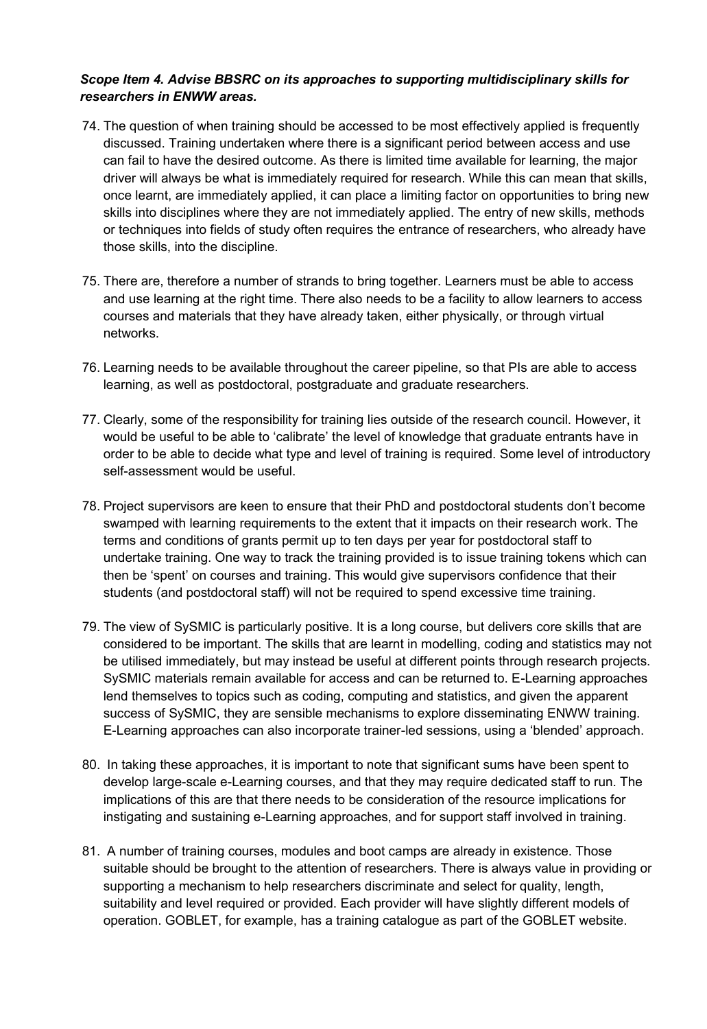***Scope Item 4. Advise BBSRC on its approaches to supporting multidisciplinary skills for researchers in ENWW areas.***

74. The question of when training should be accessed to be most effectively applied is frequently discussed. Training undertaken where there is a significant period between access and use can fail to have the desired outcome. As there is limited time available for learning, the major driver will always be what is immediately required for research. While this can mean that skills, once learnt, are immediately applied, it can place a limiting factor on opportunities to bring new skills into disciplines where they are not immediately applied. The entry of new skills, methods or techniques into fields of study often requires the entrance of researchers, who already have those skills, into the discipline.

75. There are, therefore a number of strands to bring together. Learners must be able to access and use learning at the right time. There also needs to be a facility to allow learners to access courses and materials that they have already taken, either physically, or through virtual networks.

76. Learning needs to be available throughout the career pipeline, so that PIs are able to access learning, as well as postdoctoral, postgraduate and graduate researchers.

77. Clearly, some of the responsibility for training lies outside of the research council. However, it would be useful to be able to 'calibrate' the level of knowledge that graduate entrants have in order to be able to decide what type and level of training is required. Some level of introductory self-assessment would be useful.

78. Project supervisors are keen to ensure that their PhD and postdoctoral students don't become swamped with learning requirements to the extent that it impacts on their research work. The terms and conditions of grants permit up to ten days per year for postdoctoral staff to undertake training. One way to track the training provided is to issue training tokens which can then be 'spent' on courses and training. This would give supervisors confidence that their students (and postdoctoral staff) will not be required to spend excessive time training.

79. The view of SySMIC is particularly positive. It is a long course, but delivers core skills that are considered to be important. The skills that are learnt in modelling, coding and statistics may not be utilised immediately, but may instead be useful at different points through research projects. SySMIC materials remain available for access and can be returned to. E-Learning approaches lend themselves to topics such as coding, computing and statistics, and given the apparent success of SySMIC, they are sensible mechanisms to explore disseminating ENWW training. E-Learning approaches can also incorporate trainer-led sessions, using a 'blended' approach.

80. In taking these approaches, it is important to note that significant sums have been spent to develop large-scale e-Learning courses, and that they may require dedicated staff to run. The implications of this are that there needs to be consideration of the resource implications for instigating and sustaining e-Learning approaches, and for support staff involved in training.

81. A number of training courses, modules and boot camps are already in existence. Those suitable should be brought to the attention of researchers. There is always value in providing or supporting a mechanism to help researchers discriminate and select for quality, length, suitability and level required or provided. Each provider will have slightly different models of operation. GOBLET, for example, has a training catalogue as part of the GOBLET website.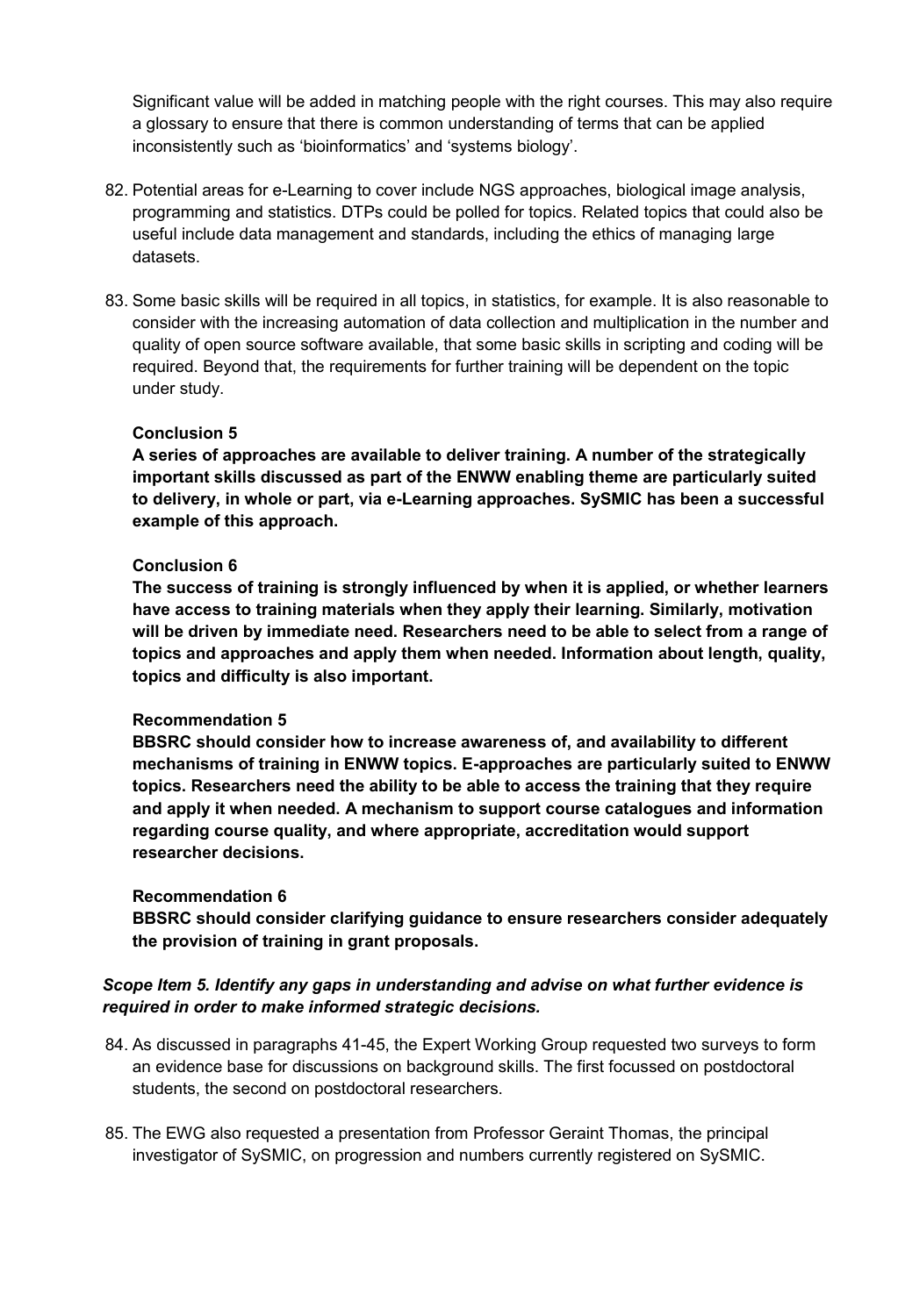Significant value will be added in matching people with the right courses. This may also require a glossary to ensure that there is common understanding of terms that can be applied inconsistently such as 'bioinformatics' and 'systems biology'.

82. Potential areas for e-Learning to cover include NGS approaches, biological image analysis, programming and statistics. DTPs could be polled for topics. Related topics that could also be useful include data management and standards, including the ethics of managing large datasets.

83. Some basic skills will be required in all topics, in statistics, for example. It is also reasonable to consider with the increasing automation of data collection and multiplication in the number and quality of open source software available, that some basic skills in scripting and coding will be required. Beyond that, the requirements for further training will be dependent on the topic under study.

**Conclusion 5**
**A series of approaches are available to deliver training. A number of the strategically important skills discussed as part of the ENWW enabling theme are particularly suited to delivery, in whole or part, via e-Learning approaches. SySMIC has been a successful example of this approach.**

**Conclusion 6**
**The success of training is strongly influenced by when it is applied, or whether learners have access to training materials when they apply their learning. Similarly, motivation will be driven by immediate need. Researchers need to be able to select from a range of topics and approaches and apply them when needed. Information about length, quality, topics and difficulty is also important.**

**Recommendation 5**
**BBSRC should consider how to increase awareness of, and availability to different mechanisms of training in ENWW topics. E-approaches are particularly suited to ENWW topics. Researchers need the ability to be able to access the training that they require and apply it when needed. A mechanism to support course catalogues and information regarding course quality, and where appropriate, accreditation would support researcher decisions.**

**Recommendation 6**
**BBSRC should consider clarifying guidance to ensure researchers consider adequately the provision of training in grant proposals.**

***Scope Item 5. Identify any gaps in understanding and advise on what further evidence is required in order to make informed strategic decisions.***

84. As discussed in paragraphs 41-45, the Expert Working Group requested two surveys to form an evidence base for discussions on background skills. The first focussed on postdoctoral students, the second on postdoctoral researchers.

85. The EWG also requested a presentation from Professor Geraint Thomas, the principal investigator of SySMIC, on progression and numbers currently registered on SySMIC.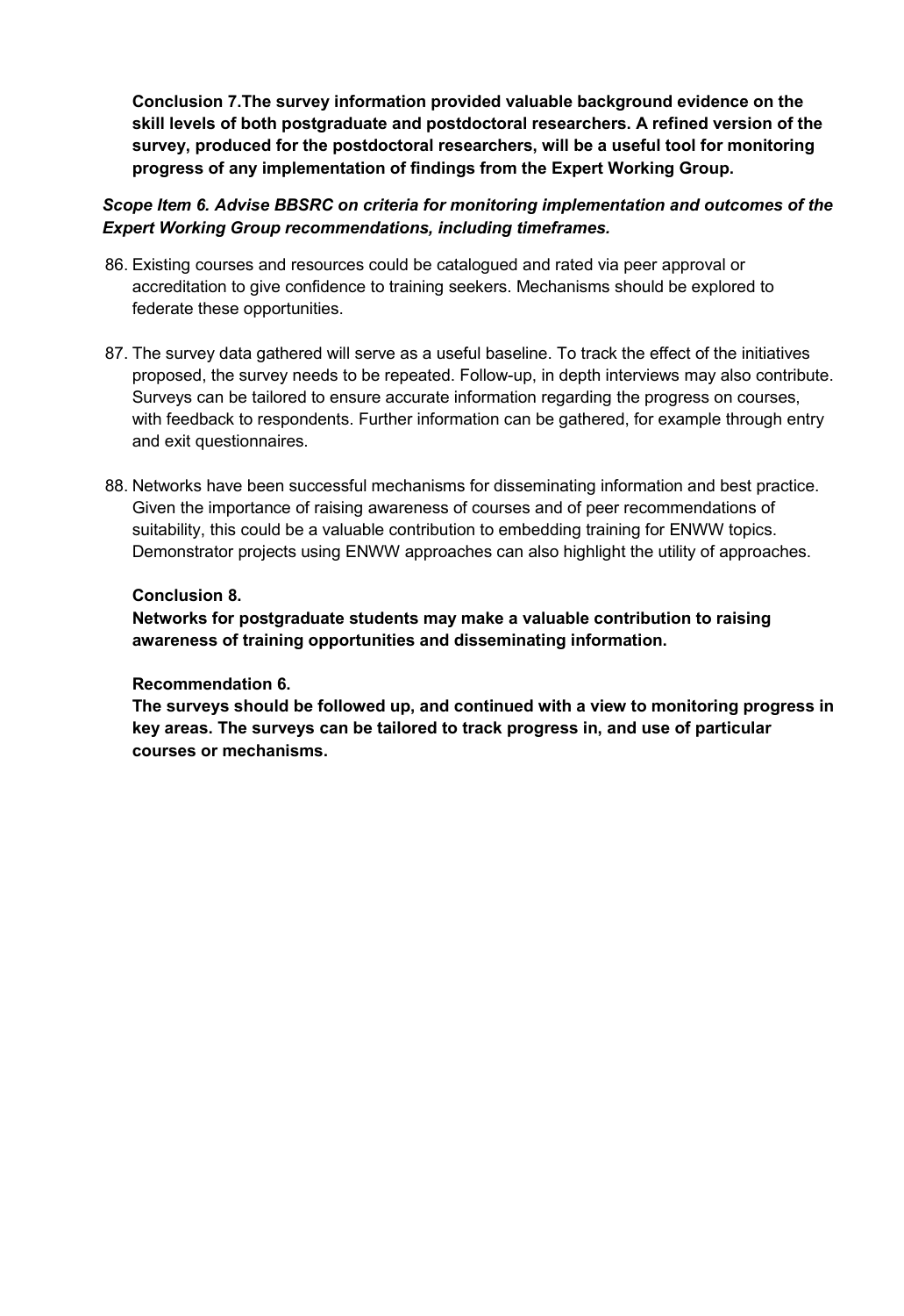**Conclusion 7.The survey information provided valuable background evidence on the skill levels of both postgraduate and postdoctoral researchers. A refined version of the survey, produced for the postdoctoral researchers, will be a useful tool for monitoring progress of any implementation of findings from the Expert Working Group.**

***Scope Item 6. Advise BBSRC on criteria for monitoring implementation and outcomes of the Expert Working Group recommendations, including timeframes.***

86. Existing courses and resources could be catalogued and rated via peer approval or accreditation to give confidence to training seekers. Mechanisms should be explored to federate these opportunities.

87. The survey data gathered will serve as a useful baseline. To track the effect of the initiatives proposed, the survey needs to be repeated. Follow-up, in depth interviews may also contribute. Surveys can be tailored to ensure accurate information regarding the progress on courses, with feedback to respondents. Further information can be gathered, for example through entry and exit questionnaires.

88. Networks have been successful mechanisms for disseminating information and best practice. Given the importance of raising awareness of courses and of peer recommendations of suitability, this could be a valuable contribution to embedding training for ENWW topics. Demonstrator projects using ENWW approaches can also highlight the utility of approaches.

**Conclusion 8.**
**Networks for postgraduate students may make a valuable contribution to raising awareness of training opportunities and disseminating information.**

**Recommendation 6.**
**The surveys should be followed up, and continued with a view to monitoring progress in key areas. The surveys can be tailored to track progress in, and use of particular courses or mechanisms.**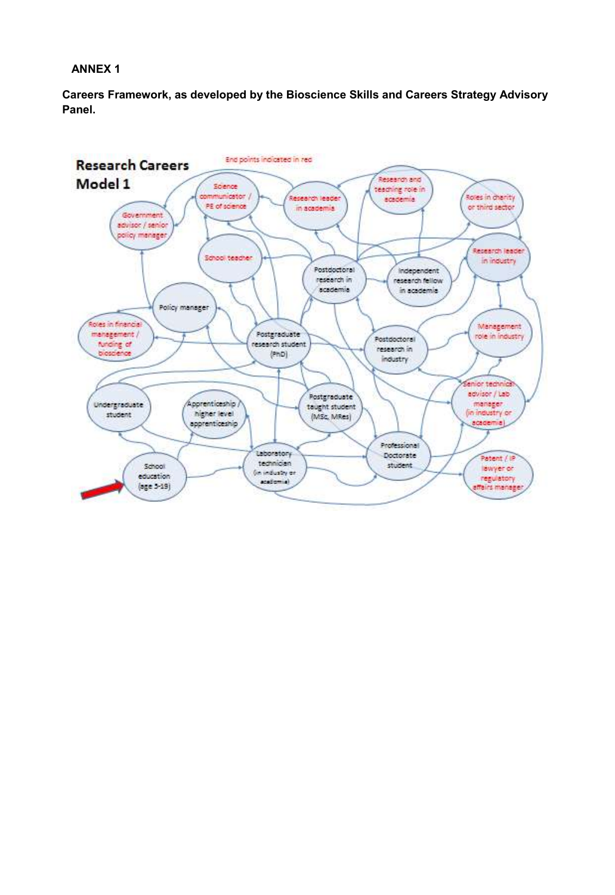**ANNEX 1**

**Careers Framework, as developed by the Bioscience Skills and Careers Strategy Advisory Panel.**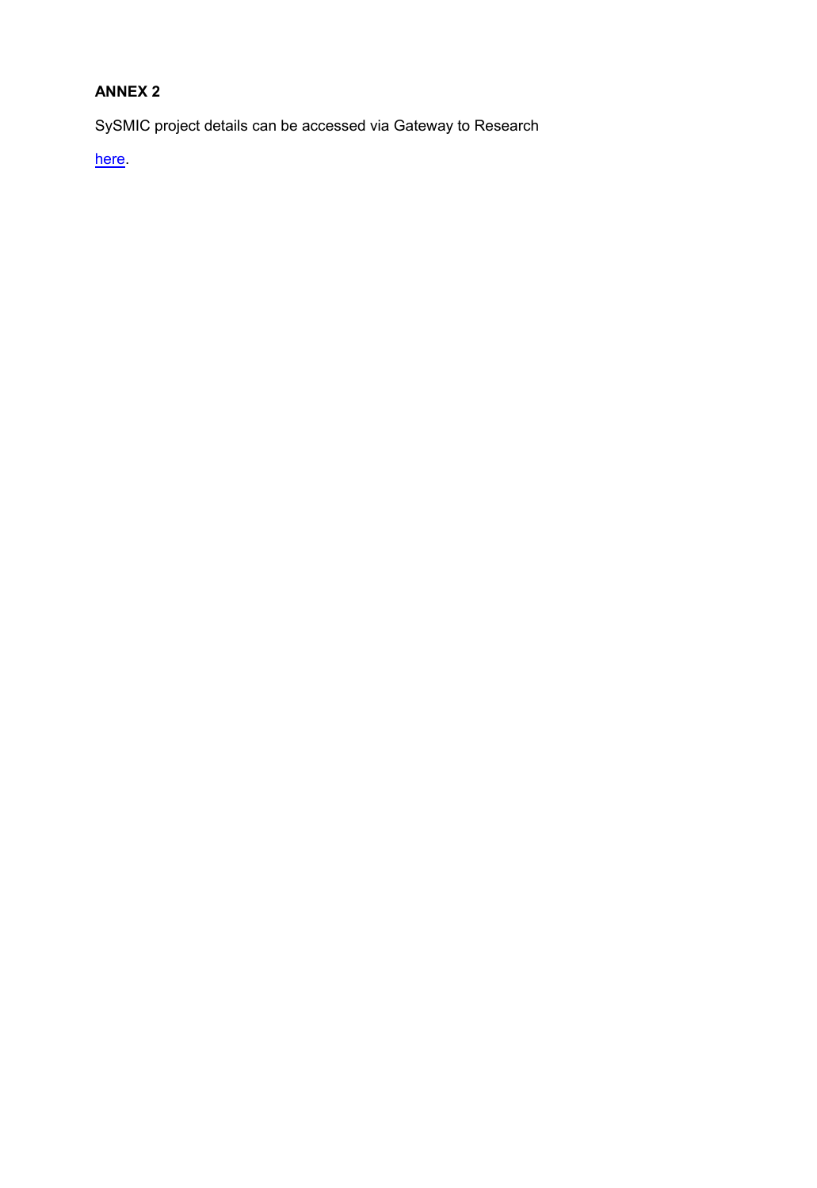**ANNEX 2**

SySMIC project details can be accessed via Gateway to Research

here.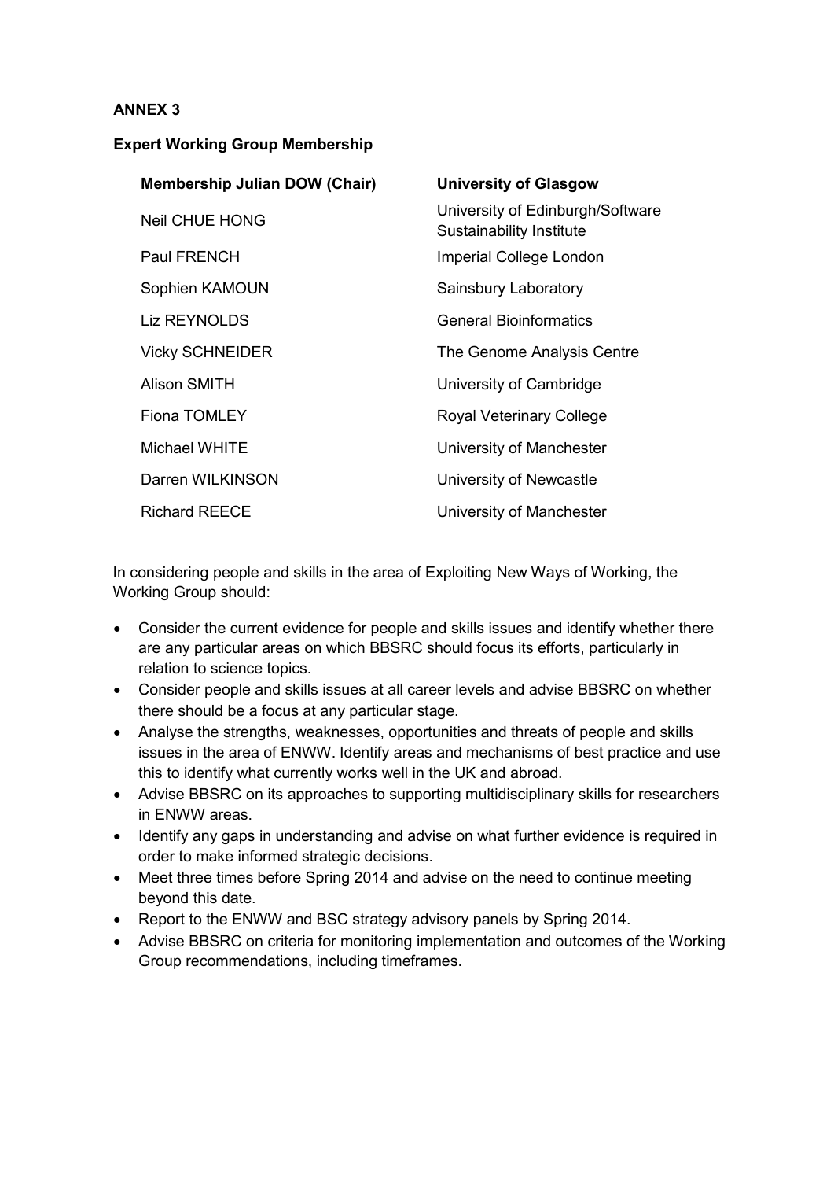**ANNEX 3**

**Expert Working Group Membership**

| **Membership Julian DOW (Chair)** | **University of Glasgow** |
|---|---|
| Neil CHUE HONG | University of Edinburgh/Software Sustainability Institute |
| Paul FRENCH | Imperial College London |
| Sophien KAMOUN | Sainsbury Laboratory |
| Liz REYNOLDS | General Bioinformatics |
| Vicky SCHNEIDER | The Genome Analysis Centre |
| Alison SMITH | University of Cambridge |
| Fiona TOMLEY | Royal Veterinary College |
| Michael WHITE | University of Manchester |
| Darren WILKINSON | University of Newcastle |
| Richard REECE | University of Manchester |

In considering people and skills in the area of Exploiting New Ways of Working, the Working Group should:

- Consider the current evidence for people and skills issues and identify whether there are any particular areas on which BBSRC should focus its efforts, particularly in relation to science topics.
- Consider people and skills issues at all career levels and advise BBSRC on whether there should be a focus at any particular stage.
- Analyse the strengths, weaknesses, opportunities and threats of people and skills issues in the area of ENWW. Identify areas and mechanisms of best practice and use this to identify what currently works well in the UK and abroad.
- Advise BBSRC on its approaches to supporting multidisciplinary skills for researchers in ENWW areas.
- Identify any gaps in understanding and advise on what further evidence is required in order to make informed strategic decisions.
- Meet three times before Spring 2014 and advise on the need to continue meeting beyond this date.
- Report to the ENWW and BSC strategy advisory panels by Spring 2014.
- Advise BBSRC on criteria for monitoring implementation and outcomes of the Working Group recommendations, including timeframes.